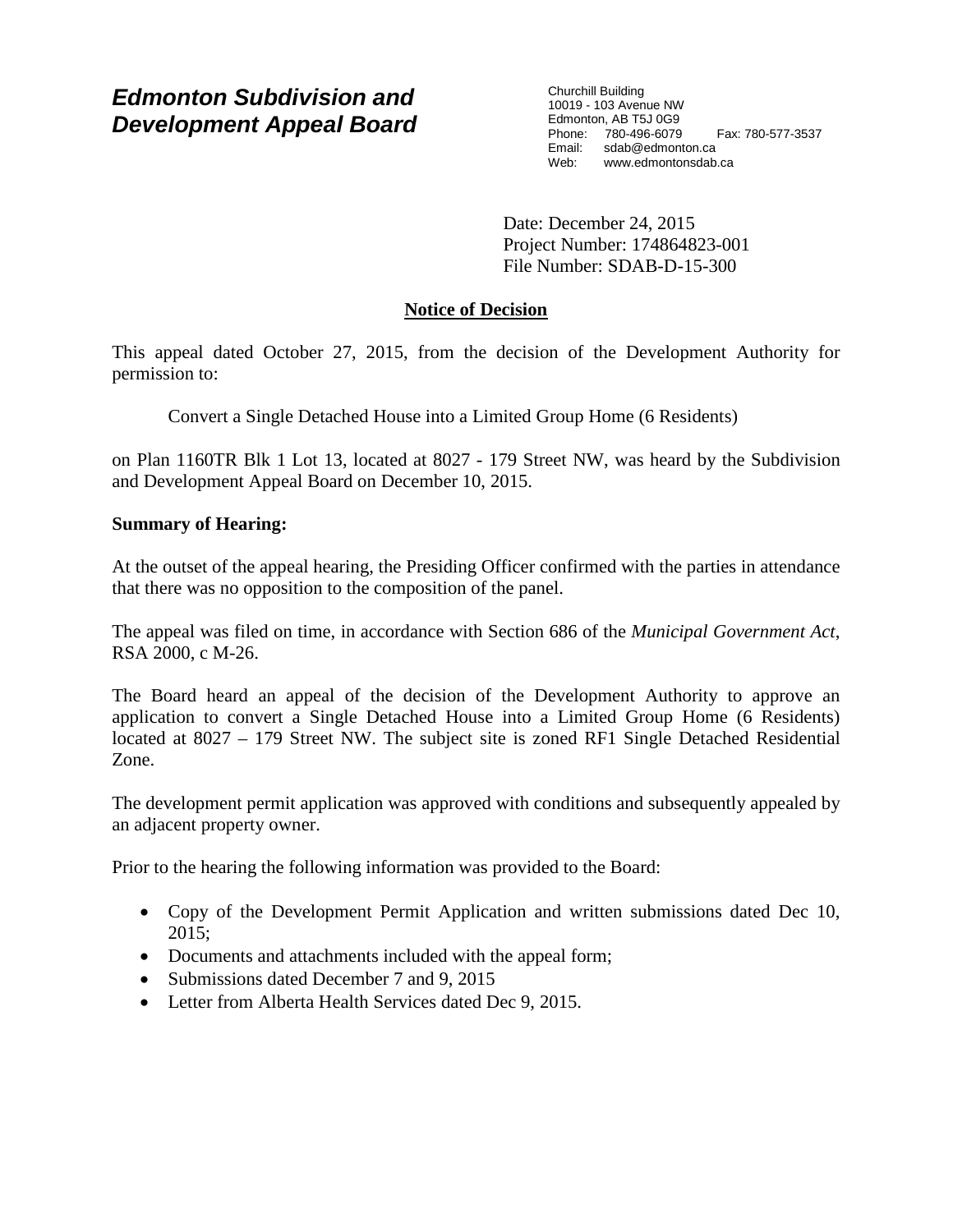# *Edmonton Subdivision and Development Appeal Board*

Churchill Building
10019 - 103 Avenue NW
Edmonton, AB T5J 0G9
Phone: 780-496-6079 Fax: 780-577-3537
Email: sdab@edmonton.ca
Web: www.edmontonsdab.ca

Date: December 24, 2015
Project Number: 174864823-001
File Number: SDAB-D-15-300

## Notice of Decision

This appeal dated October 27, 2015, from the decision of the Development Authority for permission to:

Convert a Single Detached House into a Limited Group Home (6 Residents)

on Plan 1160TR Blk 1 Lot 13, located at 8027 - 179 Street NW, was heard by the Subdivision and Development Appeal Board on December 10, 2015.

**Summary of Hearing:**

At the outset of the appeal hearing, the Presiding Officer confirmed with the parties in attendance that there was no opposition to the composition of the panel.

The appeal was filed on time, in accordance with Section 686 of the *Municipal Government Act*, RSA 2000, c M-26.

The Board heard an appeal of the decision of the Development Authority to approve an application to convert a Single Detached House into a Limited Group Home (6 Residents) located at 8027 – 179 Street NW. The subject site is zoned RF1 Single Detached Residential Zone.

The development permit application was approved with conditions and subsequently appealed by an adjacent property owner.

Prior to the hearing the following information was provided to the Board:

- Copy of the Development Permit Application and written submissions dated Dec 10, 2015;
- Documents and attachments included with the appeal form;
- Submissions dated December 7 and 9, 2015
- Letter from Alberta Health Services dated Dec 9, 2015.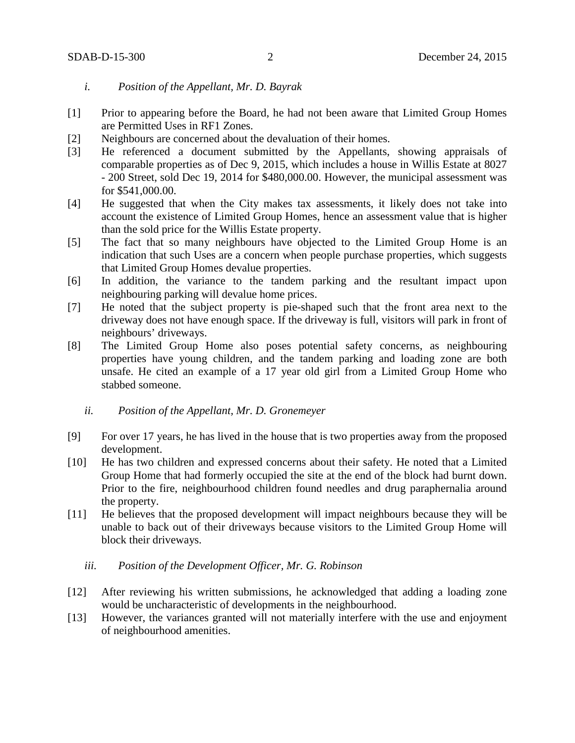*i. Position of the Appellant, Mr. D. Bayrak*

[1] Prior to appearing before the Board, he had not been aware that Limited Group Homes are Permitted Uses in RF1 Zones.

[2] Neighbours are concerned about the devaluation of their homes.

[3] He referenced a document submitted by the Appellants, showing appraisals of comparable properties as of Dec 9, 2015, which includes a house in Willis Estate at 8027 - 200 Street, sold Dec 19, 2014 for $480,000.00. However, the municipal assessment was for $541,000.00.

[4] He suggested that when the City makes tax assessments, it likely does not take into account the existence of Limited Group Homes, hence an assessment value that is higher than the sold price for the Willis Estate property.

[5] The fact that so many neighbours have objected to the Limited Group Home is an indication that such Uses are a concern when people purchase properties, which suggests that Limited Group Homes devalue properties.

[6] In addition, the variance to the tandem parking and the resultant impact upon neighbouring parking will devalue home prices.

[7] He noted that the subject property is pie-shaped such that the front area next to the driveway does not have enough space. If the driveway is full, visitors will park in front of neighbours' driveways.

[8] The Limited Group Home also poses potential safety concerns, as neighbouring properties have young children, and the tandem parking and loading zone are both unsafe. He cited an example of a 17 year old girl from a Limited Group Home who stabbed someone.

*ii. Position of the Appellant, Mr. D. Gronemeyer*

[9] For over 17 years, he has lived in the house that is two properties away from the proposed development.

[10] He has two children and expressed concerns about their safety. He noted that a Limited Group Home that had formerly occupied the site at the end of the block had burnt down. Prior to the fire, neighbourhood children found needles and drug paraphernalia around the property.

[11] He believes that the proposed development will impact neighbours because they will be unable to back out of their driveways because visitors to the Limited Group Home will block their driveways.

*iii. Position of the Development Officer, Mr. G. Robinson*

[12] After reviewing his written submissions, he acknowledged that adding a loading zone would be uncharacteristic of developments in the neighbourhood.

[13] However, the variances granted will not materially interfere with the use and enjoyment of neighbourhood amenities.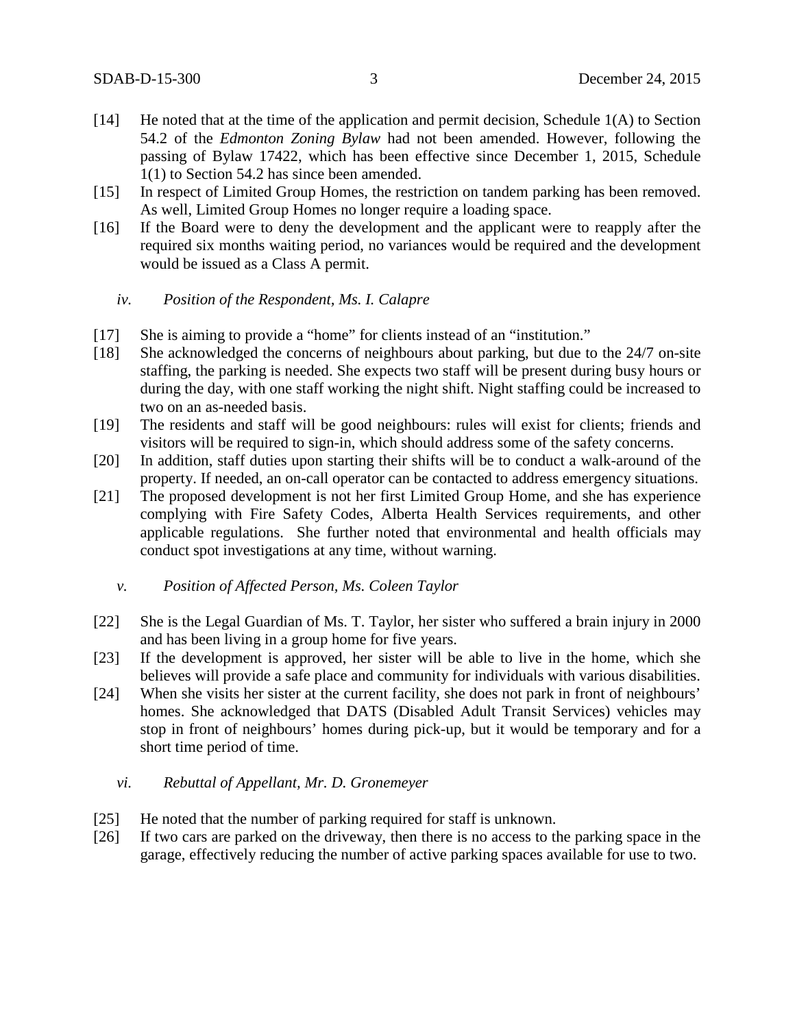[14] He noted that at the time of the application and permit decision, Schedule 1(A) to Section 54.2 of the *Edmonton Zoning Bylaw* had not been amended. However, following the passing of Bylaw 17422, which has been effective since December 1, 2015, Schedule 1(1) to Section 54.2 has since been amended.

[15] In respect of Limited Group Homes, the restriction on tandem parking has been removed. As well, Limited Group Homes no longer require a loading space.

[16] If the Board were to deny the development and the applicant were to reapply after the required six months waiting period, no variances would be required and the development would be issued as a Class A permit.

*iv. Position of the Respondent, Ms. I. Calapre*

[17] She is aiming to provide a "home" for clients instead of an "institution."

[18] She acknowledged the concerns of neighbours about parking, but due to the 24/7 on-site staffing, the parking is needed. She expects two staff will be present during busy hours or during the day, with one staff working the night shift. Night staffing could be increased to two on an as-needed basis.

[19] The residents and staff will be good neighbours: rules will exist for clients; friends and visitors will be required to sign-in, which should address some of the safety concerns.

[20] In addition, staff duties upon starting their shifts will be to conduct a walk-around of the property. If needed, an on-call operator can be contacted to address emergency situations.

[21] The proposed development is not her first Limited Group Home, and she has experience complying with Fire Safety Codes, Alberta Health Services requirements, and other applicable regulations. She further noted that environmental and health officials may conduct spot investigations at any time, without warning.

*v. Position of Affected Person, Ms. Coleen Taylor*

[22] She is the Legal Guardian of Ms. T. Taylor, her sister who suffered a brain injury in 2000 and has been living in a group home for five years.

[23] If the development is approved, her sister will be able to live in the home, which she believes will provide a safe place and community for individuals with various disabilities.

[24] When she visits her sister at the current facility, she does not park in front of neighbours' homes. She acknowledged that DATS (Disabled Adult Transit Services) vehicles may stop in front of neighbours' homes during pick-up, but it would be temporary and for a short time period of time.

*vi. Rebuttal of Appellant, Mr. D. Gronemeyer*

[25] He noted that the number of parking required for staff is unknown.

[26] If two cars are parked on the driveway, then there is no access to the parking space in the garage, effectively reducing the number of active parking spaces available for use to two.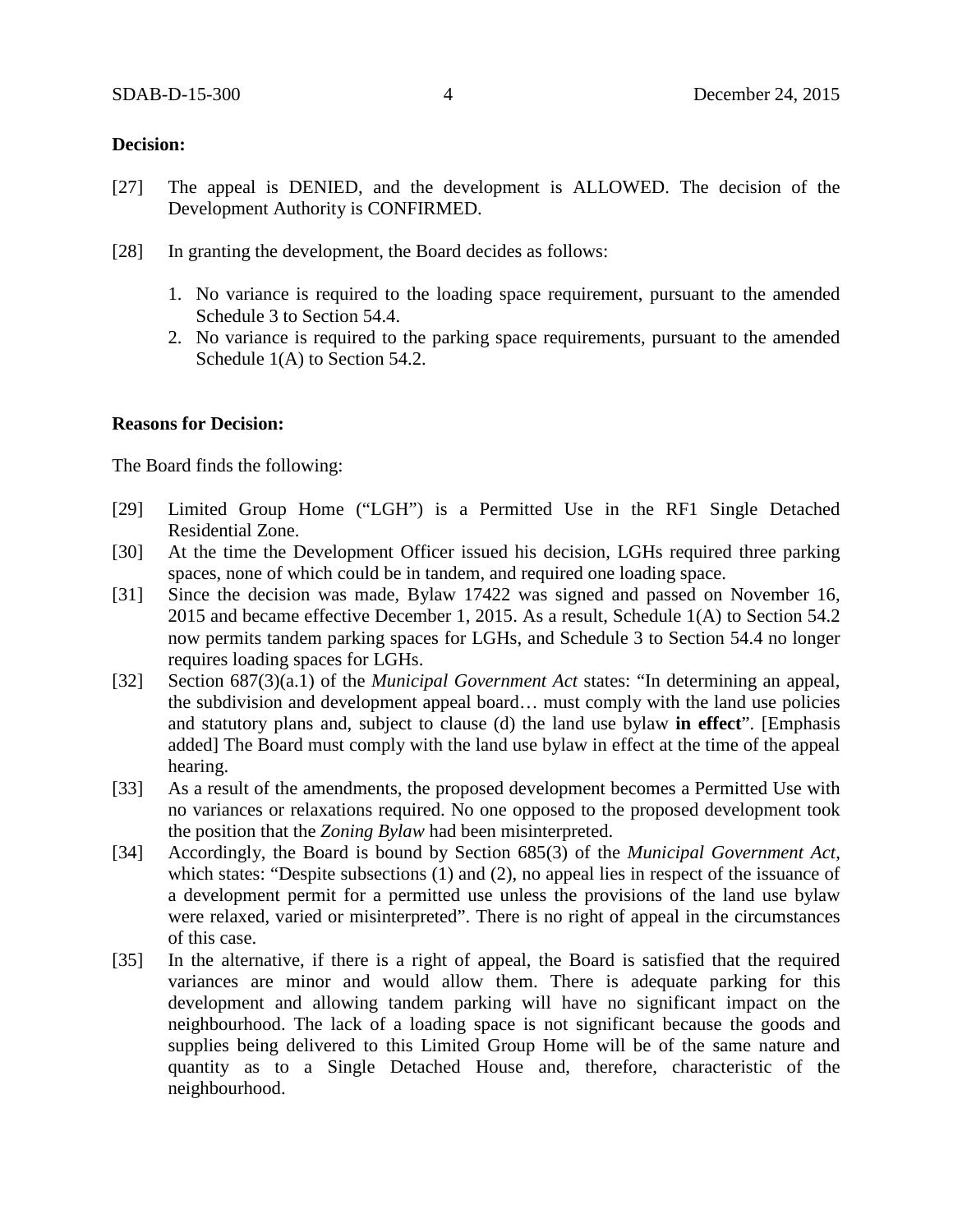**Decision:**

[27] The appeal is DENIED, and the development is ALLOWED. The decision of the Development Authority is CONFIRMED.

[28] In granting the development, the Board decides as follows:

1. No variance is required to the loading space requirement, pursuant to the amended Schedule 3 to Section 54.4.
2. No variance is required to the parking space requirements, pursuant to the amended Schedule 1(A) to Section 54.2.

**Reasons for Decision:**

The Board finds the following:

[29] Limited Group Home ("LGH") is a Permitted Use in the RF1 Single Detached Residential Zone.

[30] At the time the Development Officer issued his decision, LGHs required three parking spaces, none of which could be in tandem, and required one loading space.

[31] Since the decision was made, Bylaw 17422 was signed and passed on November 16, 2015 and became effective December 1, 2015. As a result, Schedule 1(A) to Section 54.2 now permits tandem parking spaces for LGHs, and Schedule 3 to Section 54.4 no longer requires loading spaces for LGHs.

[32] Section 687(3)(a.1) of the *Municipal Government Act* states: "In determining an appeal, the subdivision and development appeal board… must comply with the land use policies and statutory plans and, subject to clause (d) the land use bylaw **in effect**". [Emphasis added] The Board must comply with the land use bylaw in effect at the time of the appeal hearing.

[33] As a result of the amendments, the proposed development becomes a Permitted Use with no variances or relaxations required. No one opposed to the proposed development took the position that the *Zoning Bylaw* had been misinterpreted.

[34] Accordingly, the Board is bound by Section 685(3) of the *Municipal Government Act*, which states: "Despite subsections (1) and (2), no appeal lies in respect of the issuance of a development permit for a permitted use unless the provisions of the land use bylaw were relaxed, varied or misinterpreted". There is no right of appeal in the circumstances of this case.

[35] In the alternative, if there is a right of appeal, the Board is satisfied that the required variances are minor and would allow them. There is adequate parking for this development and allowing tandem parking will have no significant impact on the neighbourhood. The lack of a loading space is not significant because the goods and supplies being delivered to this Limited Group Home will be of the same nature and quantity as to a Single Detached House and, therefore, characteristic of the neighbourhood.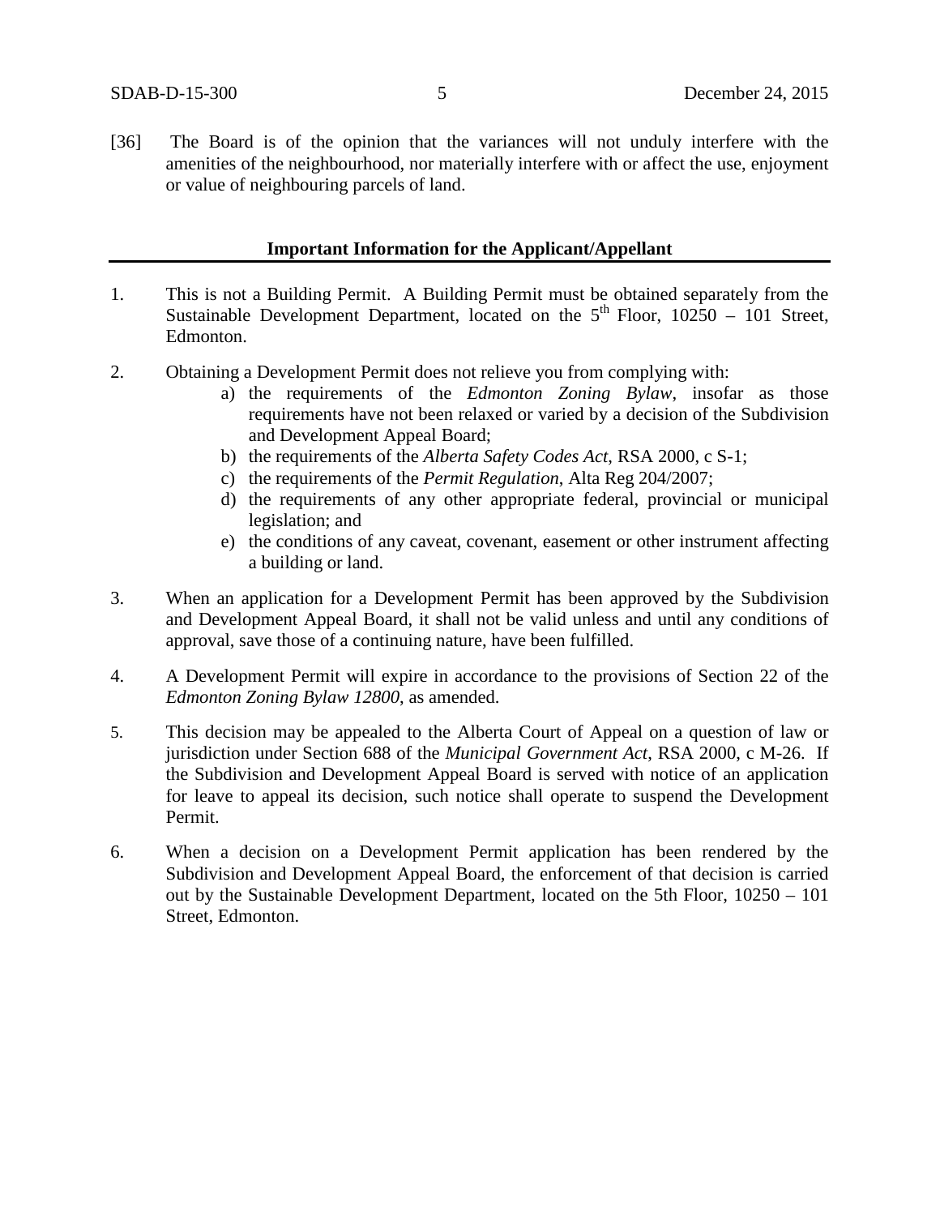[36] The Board is of the opinion that the variances will not unduly interfere with the amenities of the neighbourhood, nor materially interfere with or affect the use, enjoyment or value of neighbouring parcels of land.

**Important Information for the Applicant/Appellant**

1. This is not a Building Permit. A Building Permit must be obtained separately from the Sustainable Development Department, located on the 5th Floor, 10250 – 101 Street, Edmonton.

2. Obtaining a Development Permit does not relieve you from complying with:
   a) the requirements of the *Edmonton Zoning Bylaw*, insofar as those requirements have not been relaxed or varied by a decision of the Subdivision and Development Appeal Board;
   b) the requirements of the *Alberta Safety Codes Act*, RSA 2000, c S-1;
   c) the requirements of the *Permit Regulation*, Alta Reg 204/2007;
   d) the requirements of any other appropriate federal, provincial or municipal legislation; and
   e) the conditions of any caveat, covenant, easement or other instrument affecting a building or land.

3. When an application for a Development Permit has been approved by the Subdivision and Development Appeal Board, it shall not be valid unless and until any conditions of approval, save those of a continuing nature, have been fulfilled.

4. A Development Permit will expire in accordance to the provisions of Section 22 of the *Edmonton Zoning Bylaw 12800*, as amended.

5. This decision may be appealed to the Alberta Court of Appeal on a question of law or jurisdiction under Section 688 of the *Municipal Government Act*, RSA 2000, c M-26. If the Subdivision and Development Appeal Board is served with notice of an application for leave to appeal its decision, such notice shall operate to suspend the Development Permit.

6. When a decision on a Development Permit application has been rendered by the Subdivision and Development Appeal Board, the enforcement of that decision is carried out by the Sustainable Development Department, located on the 5th Floor, 10250 – 101 Street, Edmonton.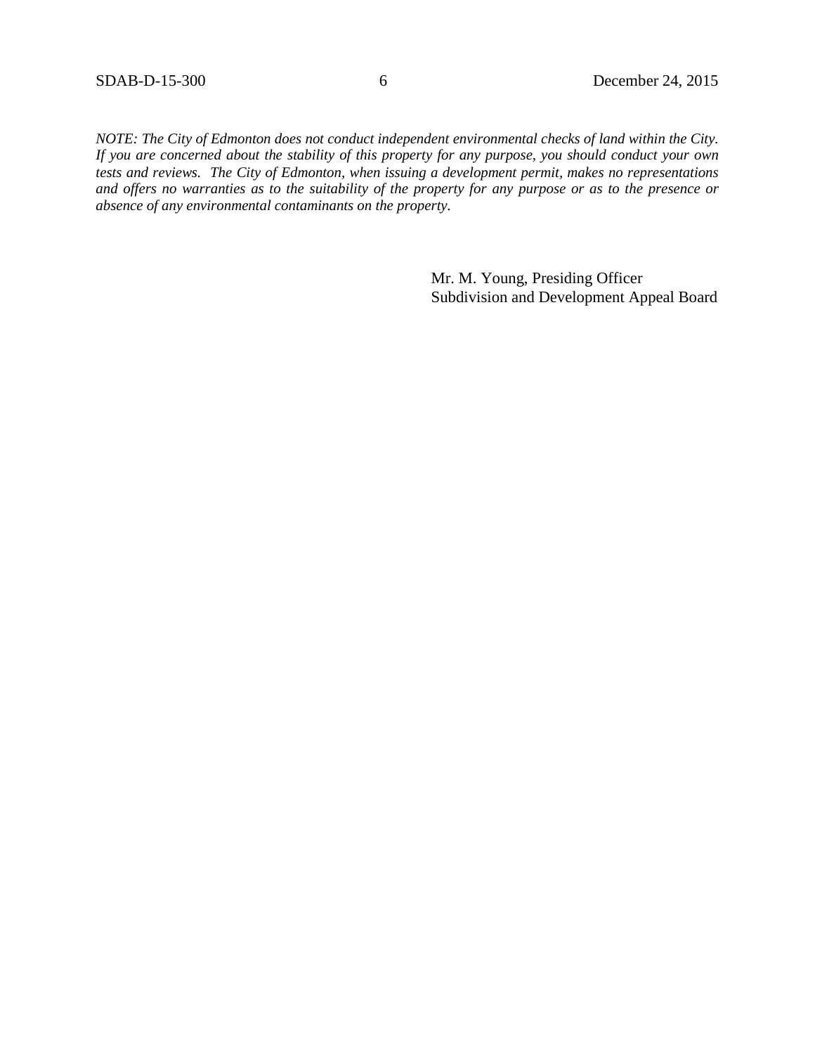*NOTE: The City of Edmonton does not conduct independent environmental checks of land within the City. If you are concerned about the stability of this property for any purpose, you should conduct your own tests and reviews. The City of Edmonton, when issuing a development permit, makes no representations and offers no warranties as to the suitability of the property for any purpose or as to the presence or absence of any environmental contaminants on the property.*

Mr. M. Young, Presiding Officer
Subdivision and Development Appeal Board